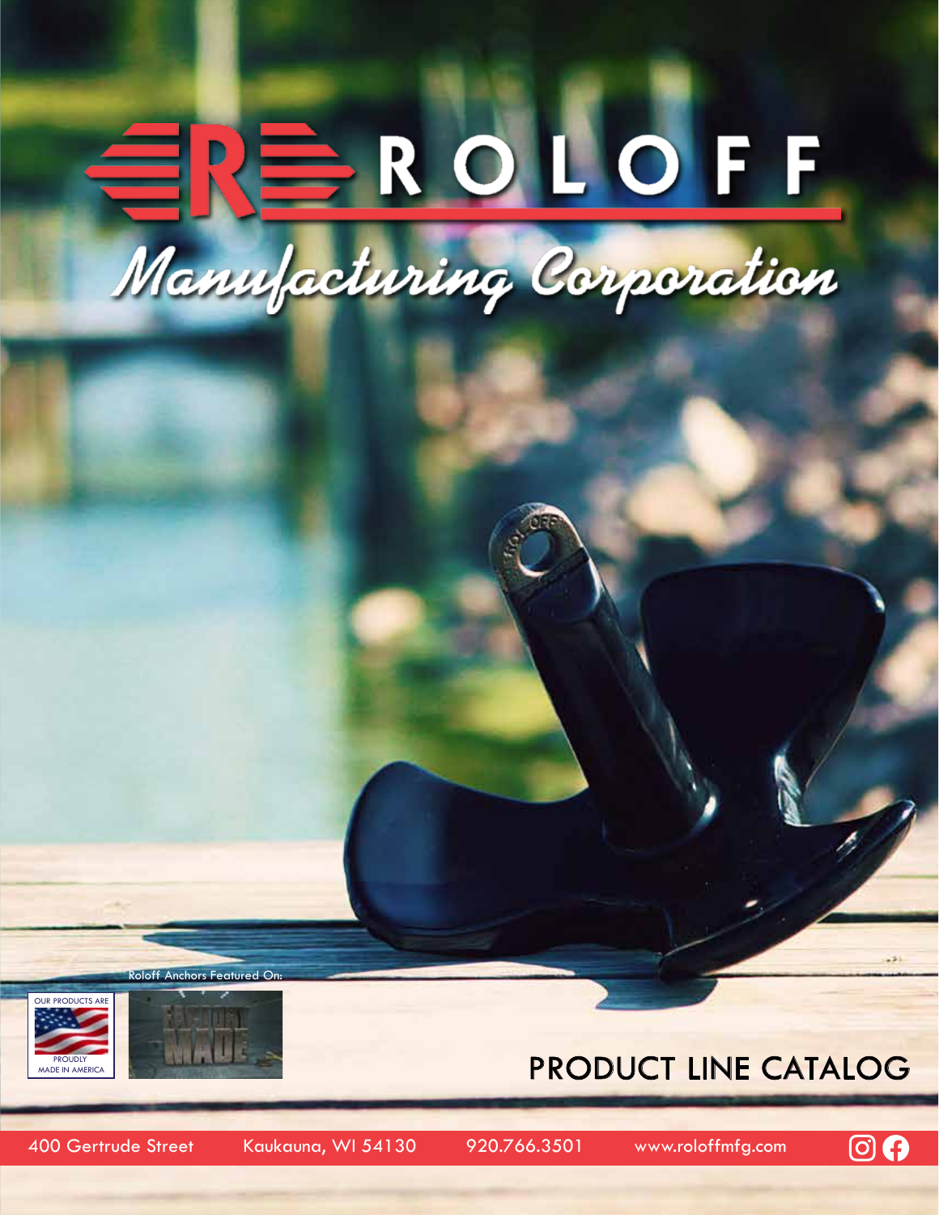# ROLOFF

## Manufacturing Corporation

Roloff Anchors Featured On:

OUR PRODUCTS ARE PROUDLY MADE IN AMERICA

FACTORY MADE

## PRODUCT LINE CATALOG

400 Gertrude Street | Kaukauna, WI 54130 | 920.766.3501 | www.roloffmfg.com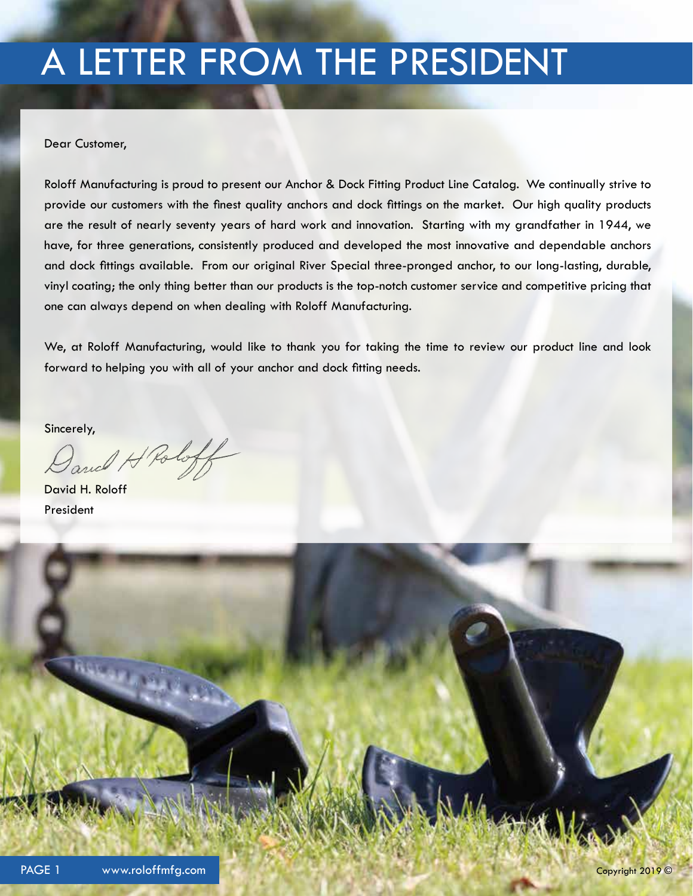# A LETTER FROM THE PRESIDENT

Dear Customer,

Roloff Manufacturing is proud to present our Anchor & Dock Fitting Product Line Catalog. We continually strive to provide our customers with the finest quality anchors and dock fittings on the market. Our high quality products are the result of nearly seventy years of hard work and innovation. Starting with my grandfather in 1944, we have, for three generations, consistently produced and developed the most innovative and dependable anchors and dock fittings available. From our original River Special three-pronged anchor, to our long-lasting, durable, vinyl coating; the only thing better than our products is the top-notch customer service and competitive pricing that one can always depend on when dealing with Roloff Manufacturing.

We, at Roloff Manufacturing, would like to thank you for taking the time to review our product line and look forward to helping you with all of your anchor and dock fitting needs.

Sincerely,

David H. Roloff
President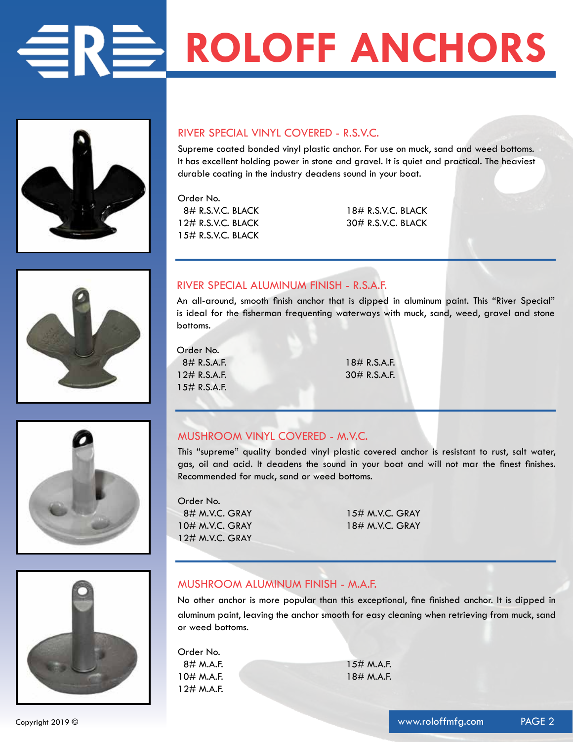# ROLOFF ANCHORS

## RIVER SPECIAL VINYL COVERED - R.S.V.C.

Supreme coated bonded vinyl plastic anchor. For use on muck, sand and weed bottoms. It has excellent holding power in stone and gravel. It is quiet and practical. The heaviest durable coating in the industry deadens sound in your boat.

Order No.

- 8# R.S.V.C. BLACK
- 12# R.S.V.C. BLACK
- 15# R.S.V.C. BLACK
- 18# R.S.V.C. BLACK
- 30# R.S.V.C. BLACK

## RIVER SPECIAL ALUMINUM FINISH - R.S.A.F.

An all-around, smooth finish anchor that is dipped in aluminum paint. This "River Special" is ideal for the fisherman frequenting waterways with muck, sand, weed, gravel and stone bottoms.

Order No.

- 8# R.S.A.F.
- 12# R.S.A.F.
- 15# R.S.A.F.
- 18# R.S.A.F.
- 30# R.S.A.F.

## MUSHROOM VINYL COVERED - M.V.C.

This "supreme" quality bonded vinyl plastic covered anchor is resistant to rust, salt water, gas, oil and acid. It deadens the sound in your boat and will not mar the finest finishes. Recommended for muck, sand or weed bottoms.

Order No.

- 8# M.V.C. GRAY
- 10# M.V.C. GRAY
- 12# M.V.C. GRAY
- 15# M.V.C. GRAY
- 18# M.V.C. GRAY

## MUSHROOM ALUMINUM FINISH - M.A.F.

No other anchor is more popular than this exceptional, fine finished anchor. It is dipped in aluminum paint, leaving the anchor smooth for easy cleaning when retrieving from muck, sand or weed bottoms.

Order No.

- 8# M.A.F.
- 10# M.A.F.
- 12# M.A.F.
- 15# M.A.F.
- 18# M.A.F.

Copyright 2019 ©

www.roloffmfg.com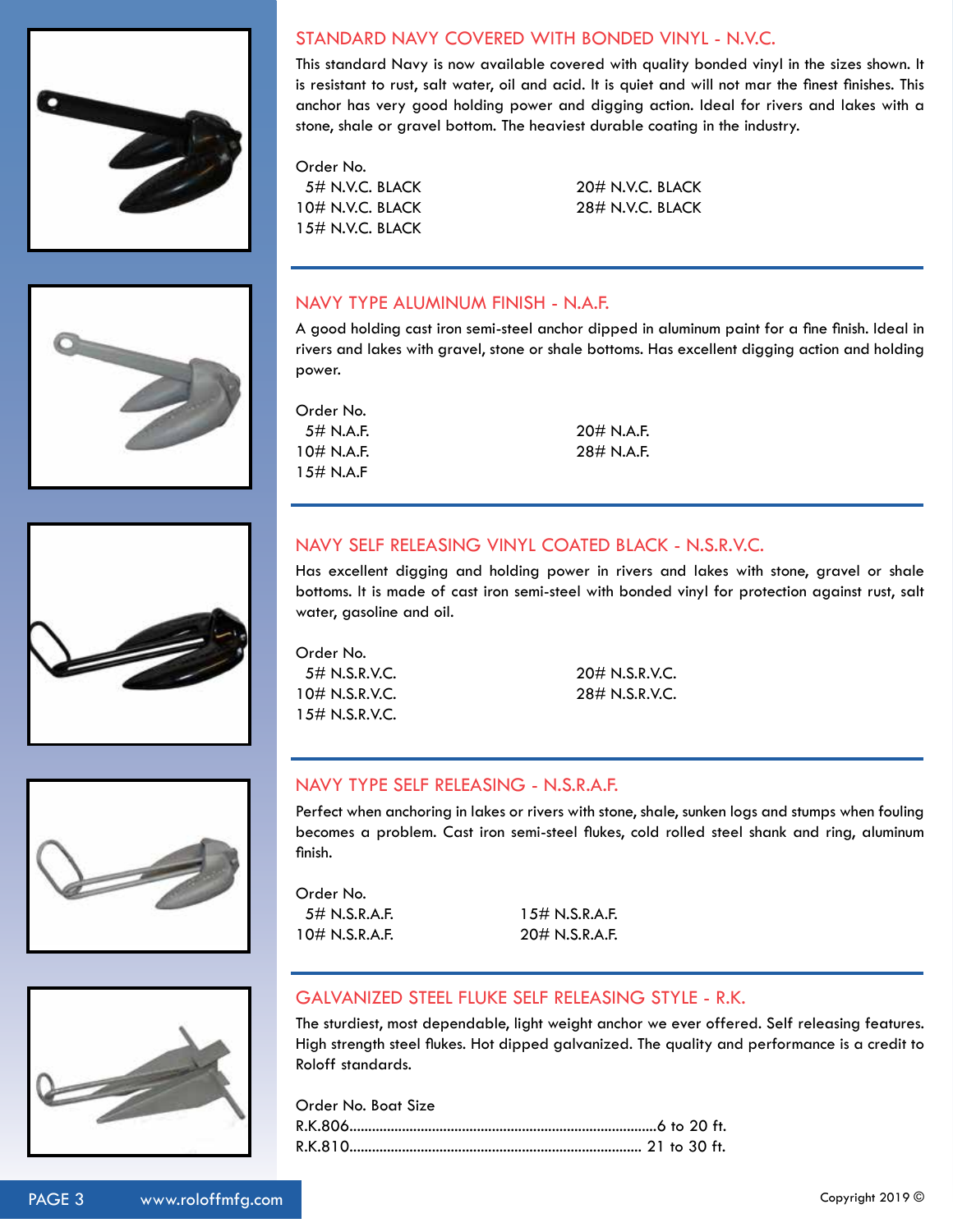## STANDARD NAVY COVERED WITH BONDED VINYL - N.V.C.

This standard Navy is now available covered with quality bonded vinyl in the sizes shown. It is resistant to rust, salt water, oil and acid. It is quiet and will not mar the finest finishes. This anchor has very good holding power and digging action. Ideal for rivers and lakes with a stone, shale or gravel bottom. The heaviest durable coating in the industry.

Order No.

5# N.V.C. BLACK
10# N.V.C. BLACK
15# N.V.C. BLACK
20# N.V.C. BLACK
28# N.V.C. BLACK

## NAVY TYPE ALUMINUM FINISH - N.A.F.

A good holding cast iron semi-steel anchor dipped in aluminum paint for a fine finish. Ideal in rivers and lakes with gravel, stone or shale bottoms. Has excellent digging action and holding power.

Order No.

5# N.A.F.
10# N.A.F.
15# N.A.F
20# N.A.F.
28# N.A.F.

## NAVY SELF RELEASING VINYL COATED BLACK - N.S.R.V.C.

Has excellent digging and holding power in rivers and lakes with stone, gravel or shale bottoms. It is made of cast iron semi-steel with bonded vinyl for protection against rust, salt water, gasoline and oil.

Order No.

5# N.S.R.V.C.
10# N.S.R.V.C.
15# N.S.R.V.C.
20# N.S.R.V.C.
28# N.S.R.V.C.

## NAVY TYPE SELF RELEASING - N.S.R.A.F.

Perfect when anchoring in lakes or rivers with stone, shale, sunken logs and stumps when fouling becomes a problem. Cast iron semi-steel flukes, cold rolled steel shank and ring, aluminum finish.

Order No.

5# N.S.R.A.F.
10# N.S.R.A.F.
15# N.S.R.A.F.
20# N.S.R.A.F.

## GALVANIZED STEEL FLUKE SELF RELEASING STYLE - R.K.

The sturdiest, most dependable, light weight anchor we ever offered. Self releasing features. High strength steel flukes. Hot dipped galvanized. The quality and performance is a credit to Roloff standards.

| Order No. | Boat Size |
| --- | --- |
| R.K.806 | 6 to 20 ft. |
| R.K.810 | 21 to 30 ft. |

www.roloffmfg.com

Copyright 2019 ©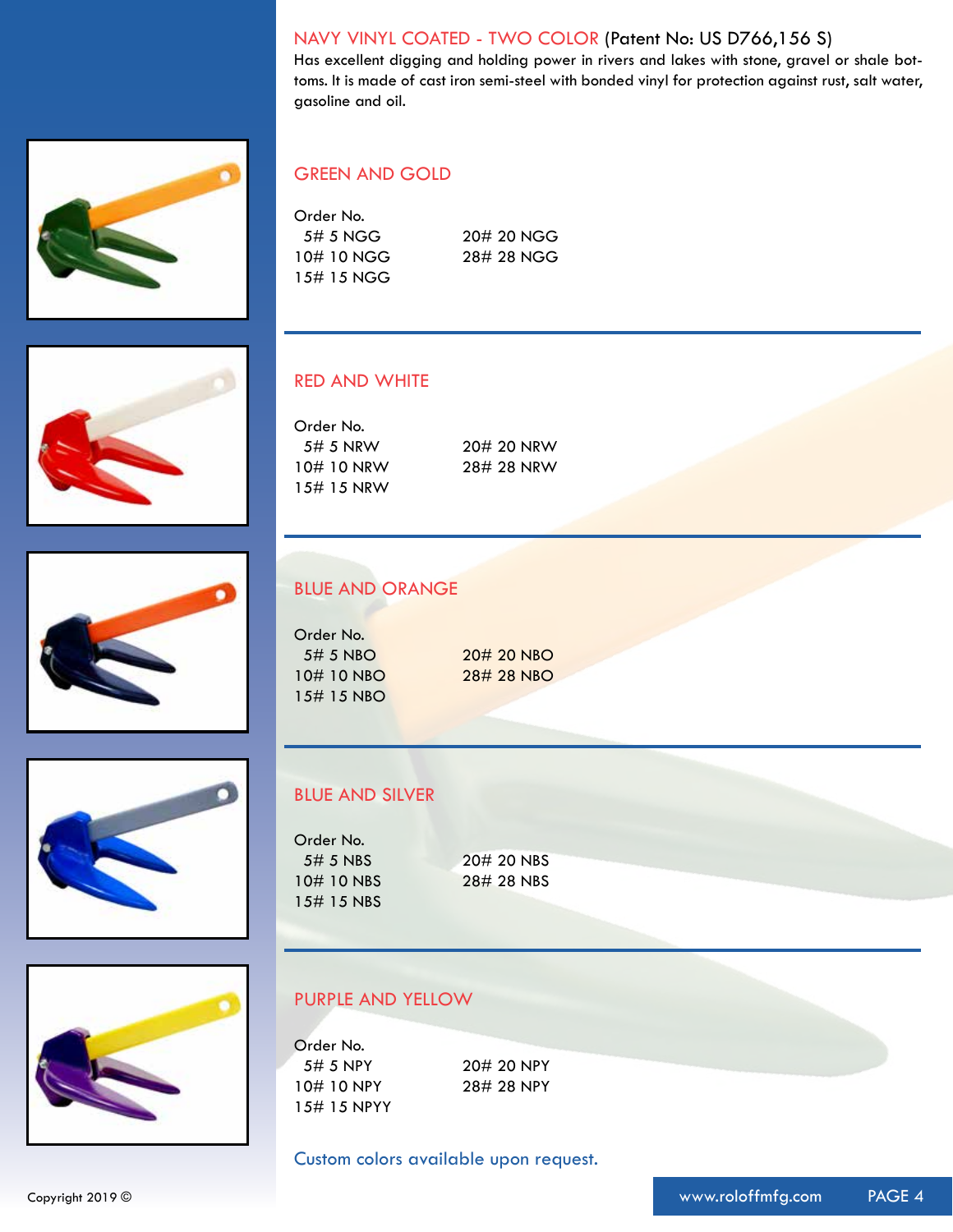## NAVY VINYL COATED - TWO COLOR (Patent No: US D766,156 S)

Has excellent digging and holding power in rivers and lakes with stone, gravel or shale bottoms. It is made of cast iron semi-steel with bonded vinyl for protection against rust, salt water, gasoline and oil.

### GREEN AND GOLD

Order No.

5# 5 NGG
10# 10 NGG
15# 15 NGG
20# 20 NGG
28# 28 NGG

### RED AND WHITE

Order No.

5# 5 NRW
10# 10 NRW
15# 15 NRW
20# 20 NRW
28# 28 NRW

### BLUE AND ORANGE

Order No.

5# 5 NBO
10# 10 NBO
15# 15 NBO
20# 20 NBO
28# 28 NBO

### BLUE AND SILVER

Order No.

5# 5 NBS
10# 10 NBS
15# 15 NBS
20# 20 NBS
28# 28 NBS

### PURPLE AND YELLOW

Order No.

5# 5 NPY
10# 10 NPY
15# 15 NPYY
20# 20 NPY
28# 28 NPY

Custom colors available upon request.

Copyright 2019 ©

www.roloffmfg.com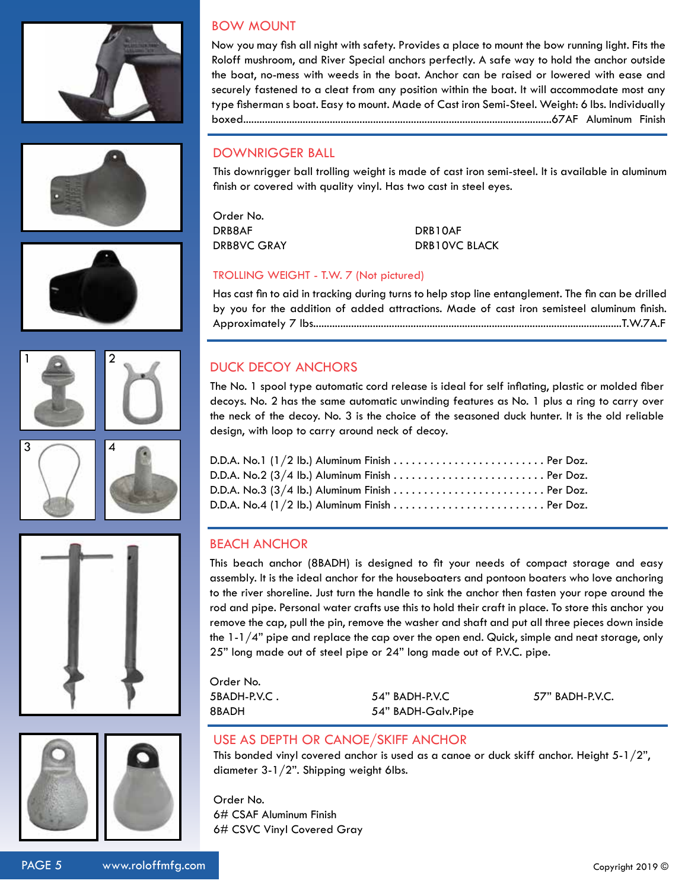## BOW MOUNT

Now you may fish all night with safety. Provides a place to mount the bow running light. Fits the Roloff mushroom, and River Special anchors perfectly. A safe way to hold the anchor outside the boat, no-mess with weeds in the boat. Anchor can be raised or lowered with ease and securely fastened to a cleat from any position within the boat. It will accommodate most any type fisherman s boat. Easy to mount. Made of Cast iron Semi-Steel. Weight: 6 lbs. Individually boxed.......................................................................................................67AF Aluminum Finish

## DOWNRIGGER BALL

This downrigger ball trolling weight is made of cast iron semi-steel. It is available in aluminum finish or covered with quality vinyl. Has two cast in steel eyes.

Order No.

| | |
|---|---|
| DRB8AF | DRB10AF |
| DRB8VC GRAY | DRB10VC BLACK |

### TROLLING WEIGHT - T.W. 7 (Not pictured)

Has cast fin to aid in tracking during turns to help stop line entanglement. The fin can be drilled by you for the addition of added attractions. Made of cast iron semisteel aluminum finish. Approximately 7 lbs.......................................................................................................T.W.7A.F

## DUCK DECOY ANCHORS

1 2 3 4

The No. 1 spool type automatic cord release is ideal for self inflating, plastic or molded fiber decoys. No. 2 has the same automatic unwinding features as No. 1 plus a ring to carry over the neck of the decoy. No. 3 is the choice of the seasoned duck hunter. It is the old reliable design, with loop to carry around neck of decoy.

D.D.A. No.1 (1/2 lb.) Aluminum Finish . . . . . . . . . . . . . . . . . . . . . . . . . Per Doz.
D.D.A. No.2 (3/4 lb.) Aluminum Finish . . . . . . . . . . . . . . . . . . . . . . . . . Per Doz.
D.D.A. No.3 (3/4 lb.) Aluminum Finish . . . . . . . . . . . . . . . . . . . . . . . . . Per Doz.
D.D.A. No.4 (1/2 lb.) Aluminum Finish . . . . . . . . . . . . . . . . . . . . . . . . . Per Doz.

## BEACH ANCHOR

This beach anchor (8BADH) is designed to fit your needs of compact storage and easy assembly. It is the ideal anchor for the houseboaters and pontoon boaters who love anchoring to the river shoreline. Just turn the handle to sink the anchor then fasten your rope around the rod and pipe. Personal water crafts use this to hold their craft in place. To store this anchor you remove the cap, pull the pin, remove the washer and shaft and put all three pieces down inside the 1-1/4" pipe and replace the cap over the open end. Quick, simple and neat storage, only 25" long made out of steel pipe or 24" long made out of P.V.C. pipe.

Order No.

| | | |
|---|---|---|
| 5BADH-P.V.C . | 54" BADH-P.V.C | 57" BADH-P.V.C. |
| 8BADH | 54" BADH-Galv.Pipe | |

## USE AS DEPTH OR CANOE/SKIFF ANCHOR

This bonded vinyl covered anchor is used as a canoe or duck skiff anchor. Height 5-1/2", diameter 3-1/2". Shipping weight 6lbs.

Order No.
6# CSAF Aluminum Finish
6# CSVC Vinyl Covered Gray

www.roloffmfg.com

Copyright 2019 ©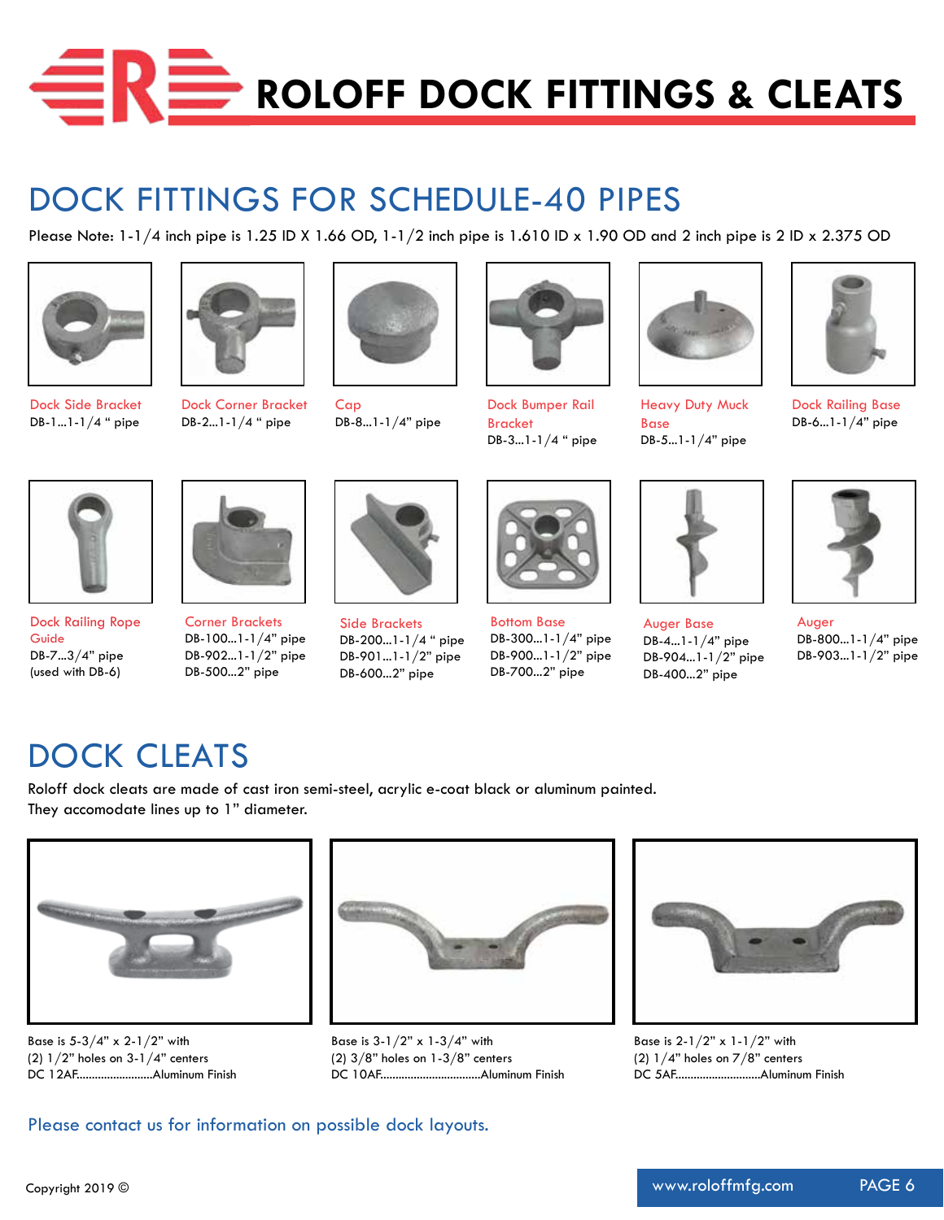# ROLOFF DOCK FITTINGS & CLEATS

## DOCK FITTINGS FOR SCHEDULE-40 PIPES

Please Note: 1-1/4 inch pipe is 1.25 ID X 1.66 OD, 1-1/2 inch pipe is 1.610 ID x 1.90 OD and 2 inch pipe is 2 ID x 2.375 OD

Dock Side Bracket
DB-1...1-1/4 " pipe

Dock Corner Bracket
DB-2...1-1/4 " pipe

Cap
DB-8...1-1/4" pipe

Dock Bumper Rail Bracket
DB-3...1-1/4 " pipe

Heavy Duty Muck Base
DB-5...1-1/4" pipe

Dock Railing Base
DB-6...1-1/4" pipe

Dock Railing Rope Guide
DB-7...3/4" pipe
(used with DB-6)

Corner Brackets
DB-100...1-1/4" pipe
DB-902...1-1/2" pipe
DB-500...2" pipe

Side Brackets
DB-200...1-1/4 " pipe
DB-901...1-1/2" pipe
DB-600...2" pipe

Bottom Base
DB-300...1-1/4" pipe
DB-900...1-1/2" pipe
DB-700...2" pipe

Auger Base
DB-4...1-1/4" pipe
DB-904...1-1/2" pipe
DB-400...2" pipe

Auger
DB-800...1-1/4" pipe
DB-903...1-1/2" pipe

## DOCK CLEATS

Roloff dock cleats are made of cast iron semi-steel, acrylic e-coat black or aluminum painted.
They accomodate lines up to 1" diameter.

Base is 5-3/4" x 2-1/2" with
(2) 1/2" holes on 3-1/4" centers
DC 12AF........................Aluminum Finish

Base is 3-1/2" x 1-3/4" with
(2) 3/8" holes on 1-3/8" centers
DC 10AF................................Aluminum Finish

Base is 2-1/2" x 1-1/2" with
(2) 1/4" holes on 7/8" centers
DC 5AF............................Aluminum Finish

Please contact us for information on possible dock layouts.

Copyright 2019 ©

www.roloffmfg.com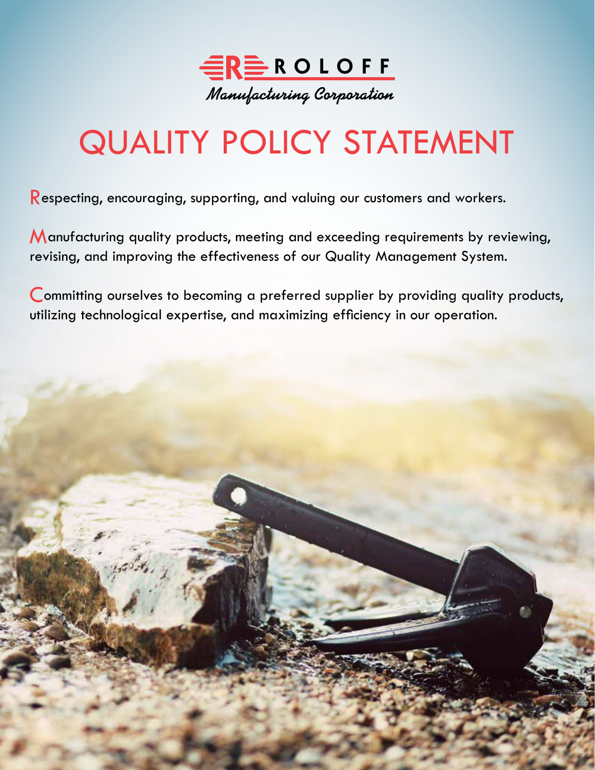ROLOFF

*Manufacturing Corporation*

# QUALITY POLICY STATEMENT

Respecting, encouraging, supporting, and valuing our customers and workers.

Manufacturing quality products, meeting and exceeding requirements by reviewing, revising, and improving the effectiveness of our Quality Management System.

Committing ourselves to becoming a preferred supplier by providing quality products, utilizing technological expertise, and maximizing efficiency in our operation.